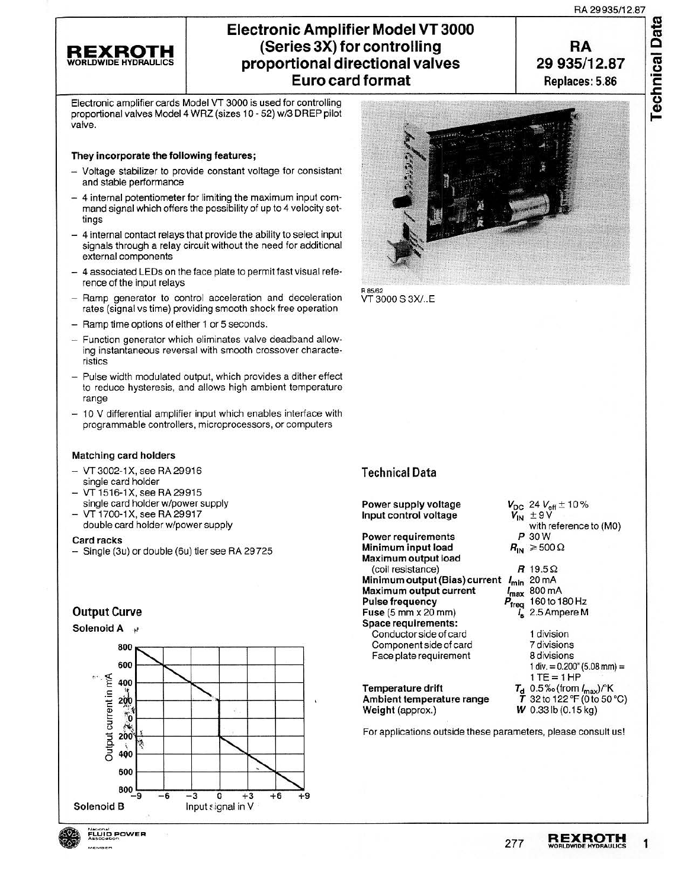# REXROTH
WORLDWIDE HYDRAULICS

## Electronic Amplifier Model VT 3000 (Series 3X) for controlling proportional directional valves Euro card format

**RA 29 935/12.87**
**Replaces: 5.86**

Technical Data

Electronic amplifier cards Model VT 3000 is used for controlling proportional valves Model 4 WRZ (sizes 10 - 52) w/3 DREP pilot valve.

**They incorporate the following features;**

- Voltage stabilizer to provide constant voltage for consistant and stable performance
- 4 internal potentiometer for limiting the maximum input command signal which offers the possibility of up to 4 velocity settings
- 4 internal contact relays that provide the ability to select input signals through a relay circuit without the need for additional external components
- 4 associated LEDs on the face plate to permit fast visual reference of the input relays
- Ramp generator to control acceleration and deceleration rates (signal vs time) providing smooth shock free operation
- Ramp time options of either 1 or 5 seconds.
- Function generator which eliminates valve deadband allowing instantaneous reversal with smooth crossover characteristics
- Pulse width modulated output, which provides a dither effect to reduce hysteresis, and allows high ambient temperature range
- 10 V differential amplifier input which enables interface with programmable controllers, microprocessors, or computers

R 85/62
VT 3000 S 3X/..E

**Matching card holders**

- VT 3002-1X, see RA 29916 single card holder
- VT 1516-1X, see RA 29915 single card holder w/power supply
- VT 1700-1X, see RA 29917 double card holder w/power supply

**Card racks**

- Single (3u) or double (6u) tier see RA 29725

## Output Curve

**Solenoid A**

Output current in mA (800, 600, 400, 200, 0, 200, 400, 600, 800)

Input signal in V (−9, −6, −3, 0, +3, +6, +9)

**Solenoid B**

## Technical Data

| | | |
|---|---|---|
| **Power supply voltage** | $V_{DC}$ | 24 $V_{eff}$ ± 10 % |
| **Input control voltage** | $V_{IN}$ | ± 9 V with reference to (M0) |
| **Power requirements** | $P$ | 30 W |
| **Minimum input load** | $R_{IN}$ | ≥ 500 Ω |
| **Maximum output load** (coil resistance) | $R$ | 19.5 Ω |
| **Minimum output (Bias) current** | $I_{min}$ | 20 mA |
| **Maximum output current** | $I_{max}$ | 800 mA |
| **Pulse frequency** | $P_{freq}$ | 160 to 180 Hz |
| **Fuse** (5 mm x 20 mm) | $I_s$ | 2.5 Ampere M |
| **Space requirements:** | | |
| Conductor side of card | | 1 division |
| Component side of card | | 7 divisions |
| Face plate requirement | | 8 divisions |
| | | 1 div. = 0.200" (5.08 mm) = 1 TE = 1 HP |
| **Temperature drift** | $T_d$ | 0.5 ‰ (from $I_{max}$)/°K |
| **Ambient temperature range** | $T$ | 32 to 122 °F (0 to 50 °C) |
| **Weight** (approx.) | $W$ | 0.33 lb (0.15 kg) |

For applications outside these parameters, please consult us!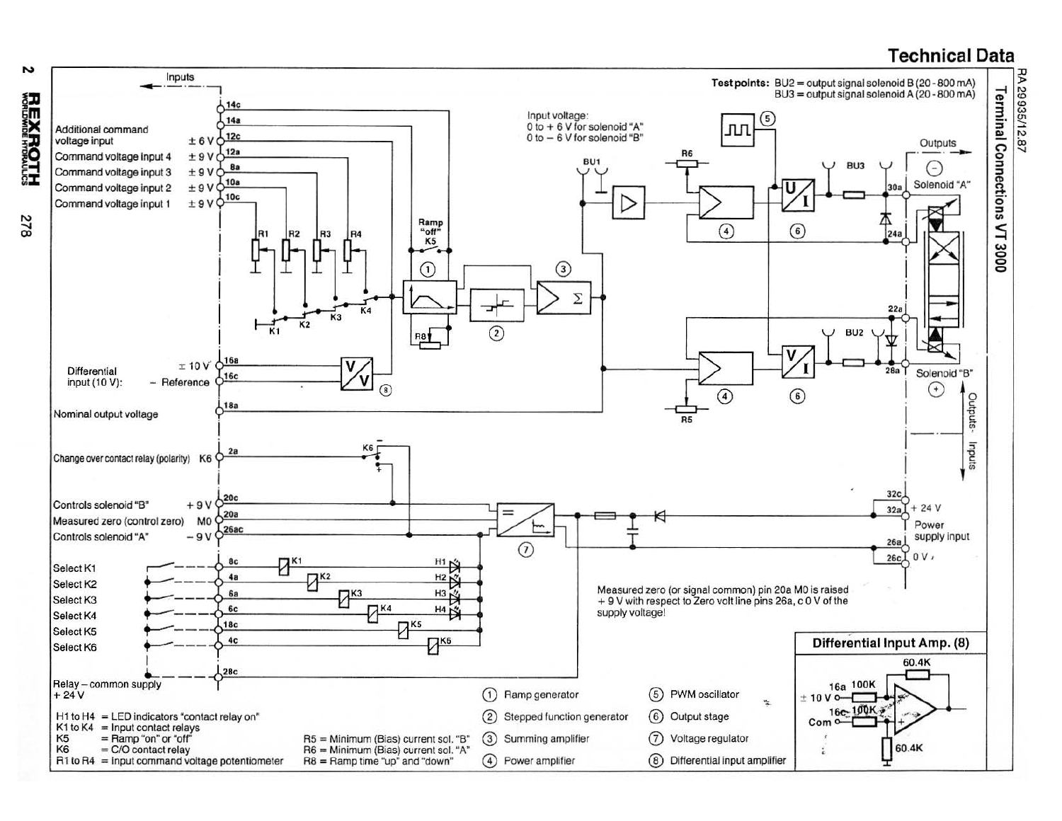## Technical Data

### Terminal Connections VT 3000

**Test points:** BU2 = output signal solenoid B (20 - 800 mA)
BU3 = output signal solenoid A (20 - 800 mA)

Inputs

| Input | Voltage | Pin |
|---|---|---|
| Additional command voltage input | ± 6 V | 12c |
| Command voltage input 4 | ± 9 V | 12a |
| Command voltage input 3 | ± 9 V | 8a |
| Command voltage input 2 | ± 9 V | 10a |
| Command voltage input 1 | ± 9 V | 10c |
| Differential input (10 V): | ± 10 V | 16a |
| | – Reference | 16c |
| Nominal output voltage | | 18a |
| Change over contact relay (polarity) K6 | | 2a |
| Controls solenoid "B" | + 9 V | 20c |
| Measured zero (control zero) | M0 | 20a |
| Controls solenoid "A" | – 9 V | 26ac |
| Select K1 | | 8c |
| Select K2 | | 4a |
| Select K3 | | 6a |
| Select K4 | | 6c |
| Select K5 | | 18c |
| Select K6 | | 4c |
| Relay – common supply + 24 V | | 28c |

Input voltage:
0 to + 6 V for solenoid "A"
0 to – 6 V for solenoid "B"

Ramp "off" K5

Outputs

| Output | Pin |
|---|---|
| Solenoid "A" (–) | 30a, 24a |
| Solenoid "B" (+) | 22a, 28a |

Outputs - Inputs

Power supply input

| | Pin |
|---|---|
| + 24 V | 32c, 32a |
| 0 V | 26a, 26c |

Measured zero (or signal common) pin 20a M0 is raised + 9 V with respect to Zero volt line pins 26a, c 0 V of the supply voltage!

**Differential Input Amp. (8)**

16a 100K, ± 10 V; 16c 100K, Com; 60.4K; 60.4K

H1 to H4 = LED indicators "contact relay on"
K1 to K4 = Input contact relays
K5 = Ramp "on" or "off"
K6 = C/O contact relay
R1 to R4 = Input command voltage potentiometer

R5 = Minimum (Bias) current sol. "B"
R6 = Minimum (Bias) current sol. "A"
R8 = Ramp time "up" and "down"

1. Ramp generator
2. Stepped function generator
3. Summing amplifier
4. Power amplifier
5. PWM oscillator
6. Output stage
7. Voltage regulator
8. Differential input amplifier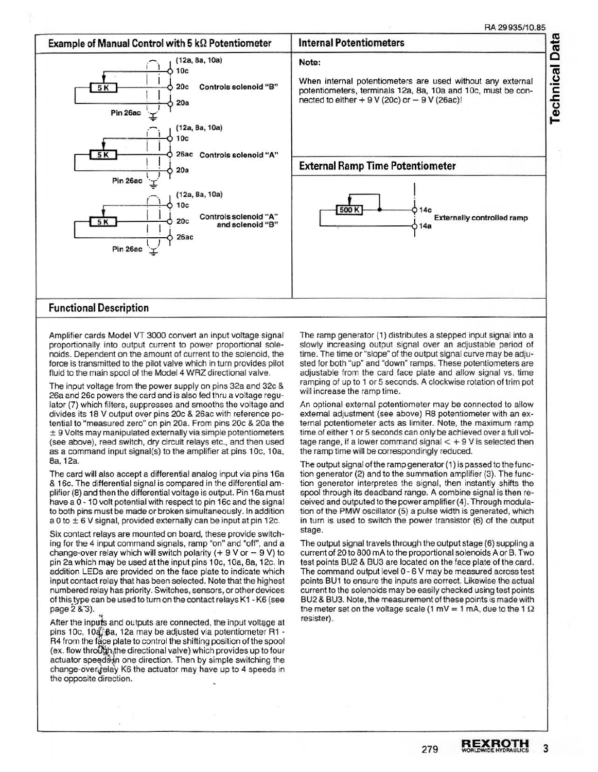## Example of Manual Control with 5 kΩ Potentiometer

5K — (12a, 8a, 10a) 10c — 20c Controls solenoid "B" — 20a — Pin 26ac

5K — (12a, 8a, 10a) 10c — 26ac Controls solenoid "A" — 20a — Pin 26ac

5K — (12a, 8a, 10a) 10c — 20c Controls solenoid "A" and solenoid "B" — 26ac — Pin 26ac

## Internal Potentiometers

**Note:**

When internal potentiometers are used without any external potentiometers, terminals 12a, 8a, 10a and 10c, must be connected to either + 9 V (20c) or – 9 V (26ac)!

## External Ramp Time Potentiometer

500 K — 14c — 14a — Externally controlled ramp

## Functional Description

Amplifier cards Model VT 3000 convert an input voltage signal proportionally into output current to power proportional solenoids. Dependent on the amount of current to the solenoid, the force is transmitted to the pilot valve which in turn provides pilot fluid to the main spool of the Model 4 WRZ directional valve.

The input voltage from the power supply on pins 32a and 32c & 26a and 26c powers the card and is also fed thru a voltage regulator (7) which filters, suppresses and smooths the voltage and divides its 18 V output over pins 20c & 26ac with reference potential to "measured zero" on pin 20a. From pins 20c & 20a the ± 9 Volts may manipulated externally via simple potentiometers (see above), reed switch, dry circuit relays etc., and then used as a command input signal(s) to the amplifier at pins 10c, 10a, 8a, 12a.

The card will also accept a differential analog input via pins 16a & 16c. The differential signal is compared in the differential amplifier (8) and then the differential voltage is output. Pin 16a must have a 0 - 10 volt potential with respect to pin 16c and the signal to both pins must be made or broken simultaneously. In addition a 0 to ± 6 V signal, provided externally can be input at pin 12c.

Six contact relays are mounted on board, these provide switching for the 4 input command signals, ramp "on" and "off", and a change-over relay which will switch polarity (+ 9 V or – 9 V) to pin 2a which may be used at the input pins 10c, 10a, 8a, 12c. In addition LEDs are provided on the face plate to indicate which input contact relay that has been selected. Note that the highest numbered relay has priority. Switches, sensors, or other devices of this type can be used to turn on the contact relays K1 - K6 (see page 2 & 3).

After the inputs and outputs are connected, the input voltage at pins 10c, 10a, 8a, 12a may be adjusted via potentiometer R1 - R4 from the face plate to control the shifting position of the spool (ex. flow through the directional valve) which provides up to four actuator speeds in one direction. Then by simple switching the change-over relay K6 the actuator may have up to 4 speeds in the opposite direction.

The ramp generator (1) distributes a stepped input signal into a slowly increasing output signal over an adjustable period of time. The time or "slope" of the output signal curve may be adjusted for both "up" and "down" ramps. These potentiometers are adjustable from the card face plate and allow signal vs. time ramping of up to 1 or 5 seconds. A clockwise rotation of trim pot will increase the ramp time.

An optional external potentiometer may be connected to allow external adjustment (see above) R8 potentiometer with an external potentiometer acts as limiter. Note, the maximum ramp time of either 1 or 5 seconds can only be achieved over a full voltage range, if a lower command signal < + 9 V is selected then the ramp time will be correspondingly reduced.

The output signal of the ramp generator (1) is passed to the function generator (2) and to the summation amplifier (3). The function generator interpretes the signal, then instantly shifts the spool through its deadband range. A combine signal is then received and outputed to the power amplifier (4). Through modulation of the PMW oscillator (5) a pulse width is generated, which in turn is used to switch the power transistor (6) of the output stage.

The output signal travels through the output stage (6) suppling a current of 20 to 800 mA to the proportional solenoids A or B. Two test points BU2 & BU3 are located on the face plate of the card. The command output level 0 - 6 V may be measured across test points BU1 to ensure the inputs are correct. Likewise the actual current to the solenoids may be easily checked using test points BU2 & BU3. Note, the measurement of these points is made with the meter set on the voltage scale (1 mV = 1 mA, due to the 1 Ω resister).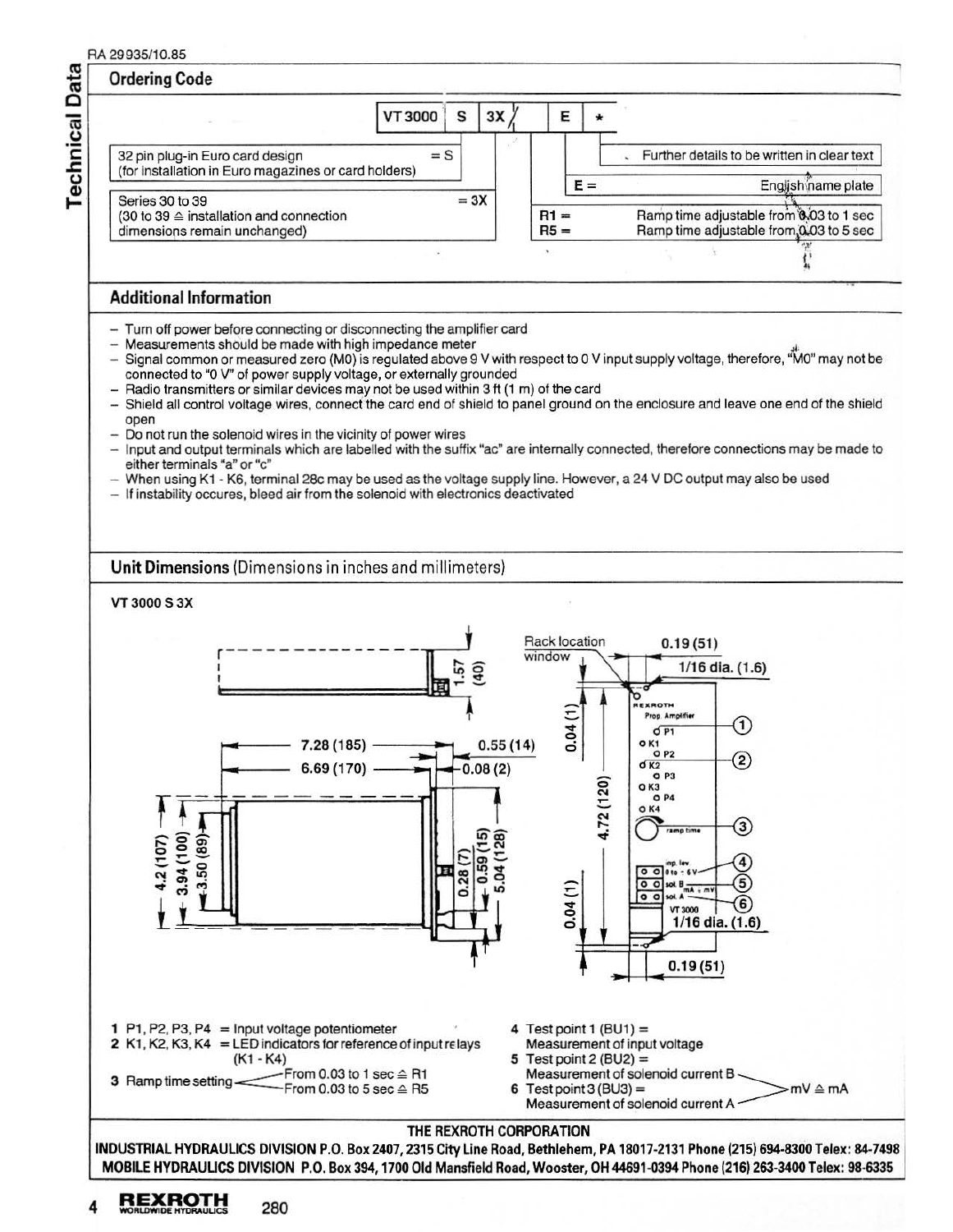## Ordering Code

VT 3000 | S | 3X / | | E | *

- 32 pin plug-in Euro card design (for installation in Euro magazines or card holders) = S
- Series 30 to 39 (30 to 39 ≙ installation and connection dimensions remain unchanged) = 3X
- R1 = Ramp time adjustable from 0.03 to 1 sec
- R5 = Ramp time adjustable from 0.03 to 5 sec
- E = English name plate
- * Further details to be written in clear text

## Additional Information

- Turn off power before connecting or disconnecting the amplifier card
- Measurements should be made with high impedance meter
- Signal common or measured zero (M0) is regulated above 9 V with respect to 0 V input supply voltage, therefore, "M0" may not be connected to "0 V" of power supply voltage, or externally grounded
- Radio transmitters or similar devices may not be used within 3 ft (1 m) of the card
- Shield all control voltage wires, connect the card end of shield to panel ground on the enclosure and leave one end of the shield open
- Do not run the solenoid wires in the vicinity of power wires
- Input and output terminals which are labelled with the suffix "ac" are internally connected, therefore connections may be made to either terminals "a" or "c"
- When using K1 - K6, terminal 28c may be used as the voltage supply line. However, a 24 V DC output may also be used
- If instability occures, bleed air from the solenoid with electronics deactivated

## Unit Dimensions (Dimensions in inches and millimeters)

VT 3000 S 3X

1.57 (40)
7.28 (185)
6.69 (170)
0.55 (14)
0.08 (2)
4.2 (107)
3.94 (100)
3.50 (89)
0.28 (7)
0.59 (15)
5.04 (128)
Rack location window
0.19 (51)
1/16 dia. (1.6)
0.04 (1)
4.72 (120)
0.04 (1)
1/16 dia. (1.6)
0.19 (51)

REXROTH Prop. Amplifier
P1, K1, P2, K2, P3, K3, P4, K4, ramp time, inp. lev 0 to ± 6V, sol. B mA ≙ mV, sol. A, VT 3000

1 P1, P2, P3, P4 = Input voltage potentiometer
2 K1, K2, K3, K4 = LED indicators for reference of input relays (K1 - K4)
3 Ramp time setting — From 0.03 to 1 sec ≙ R1; From 0.03 to 5 sec ≙ R5
4 Test point 1 (BU1) = Measurement of input voltage
5 Test point 2 (BU2) = Measurement of solenoid current B
6 Test point 3 (BU3) = Measurement of solenoid current A

mV ≙ mA

**THE REXROTH CORPORATION**

**INDUSTRIAL HYDRAULICS DIVISION P.O. Box 2407, 2315 City Line Road, Bethlehem, PA 18017-2131 Phone (215) 694-8300 Telex: 84-7498**

**MOBILE HYDRAULICS DIVISION P.O. Box 394, 1700 Old Mansfield Road, Wooster, OH 44691-0394 Phone (216) 263-3400 Telex: 98-6335**